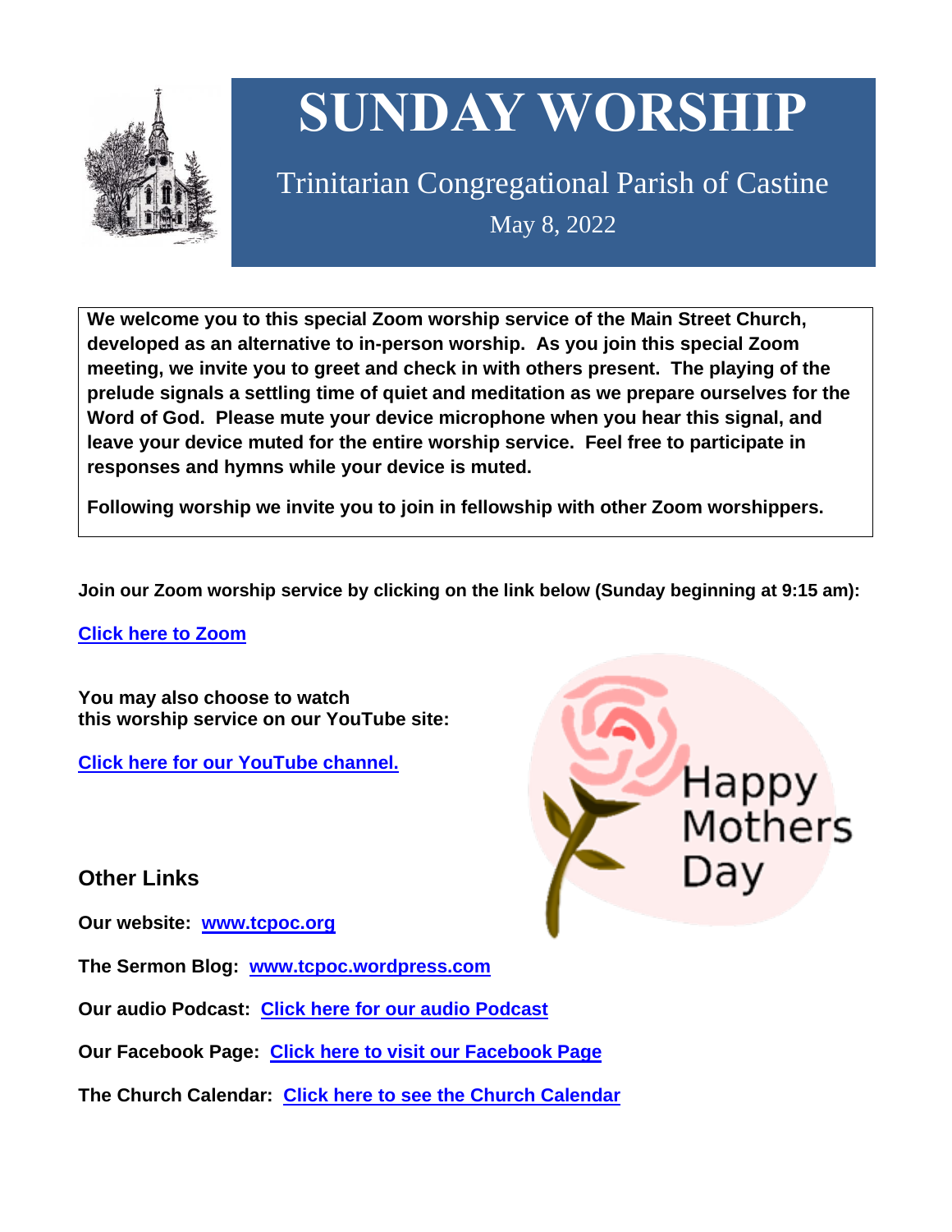# SUNDAY WORSHIP

Trinitarian Congregational Parish of Castine

May 8, 2022

**We welcome you to this special Zoom worship service of the Main Street Church, developed as an alternative to in-person worship. As you join this special Zoom meeting, we invite you to greet and check in with others present. The playing of the prelude signals a settling time of quiet and meditation as we prepare ourselves for the Word of God. Please mute your device microphone when you hear this signal, and leave your device muted for the entire worship service. Feel free to participate in responses and hymns while your device is muted.**

**Following worship we invite you to join in fellowship with other Zoom worshippers.**

**Join our Zoom worship service by clicking on the link below (Sunday beginning at 9:15 am):**

**Click here to Zoom**

**You may also choose to watch this worship service on our YouTube site:**

**Click here for our YouTube channel.**

Happy Mothers Day

## Other Links

**Our website:** **www.tcpoc.org**

**The Sermon Blog:** **www.tcpoc.wordpress.com**

**Our audio Podcast:** **Click here for our audio Podcast**

**Our Facebook Page:** **Click here to visit our Facebook Page**

**The Church Calendar:** **Click here to see the Church Calendar**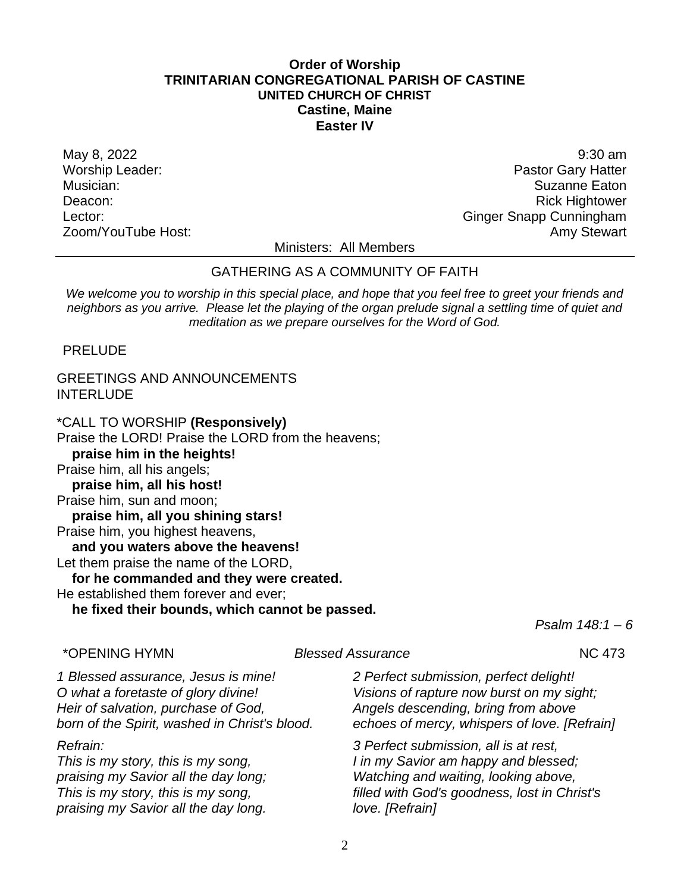**Order of Worship**
**TRINITARIAN CONGREGATIONAL PARISH OF CASTINE**
**UNITED CHURCH OF CHRIST**
**Castine, Maine**
**Easter IV**

May 8, 2022 — 9:30 am
Worship Leader: Pastor Gary Hatter
Musician: Suzanne Eaton
Deacon: Rick Hightower
Lector: Ginger Snapp Cunningham
Zoom/YouTube Host: Amy Stewart

Ministers: All Members

---

GATHERING AS A COMMUNITY OF FAITH

*We welcome you to worship in this special place, and hope that you feel free to greet your friends and neighbors as you arrive. Please let the playing of the organ prelude signal a settling time of quiet and meditation as we prepare ourselves for the Word of God.*

PRELUDE

GREETINGS AND ANNOUNCEMENTS
INTERLUDE

*CALL TO WORSHIP **(Responsively)**
Praise the LORD! Praise the LORD from the heavens;
**praise him in the heights!**
Praise him, all his angels;
**praise him, all his host!**
Praise him, sun and moon;
**praise him, all you shining stars!**
Praise him, you highest heavens,
**and you waters above the heavens!**
Let them praise the name of the LORD,
**for he commanded and they were created.**
He established them forever and ever;
**he fixed their bounds, which cannot be passed.**

*Psalm 148:1 – 6*

*OPENING HYMN *Blessed Assurance* NC 473

*1 Blessed assurance, Jesus is mine!*
*O what a foretaste of glory divine!*
*Heir of salvation, purchase of God,*
*born of the Spirit, washed in Christ's blood.*

*Refrain:*
*This is my story, this is my song,*
*praising my Savior all the day long;*
*This is my story, this is my song,*
*praising my Savior all the day long.*

*2 Perfect submission, perfect delight!*
*Visions of rapture now burst on my sight;*
*Angels descending, bring from above*
*echoes of mercy, whispers of love. [Refrain]*

*3 Perfect submission, all is at rest,*
*I in my Savior am happy and blessed;*
*Watching and waiting, looking above,*
*filled with God's goodness, lost in Christ's love. [Refrain]*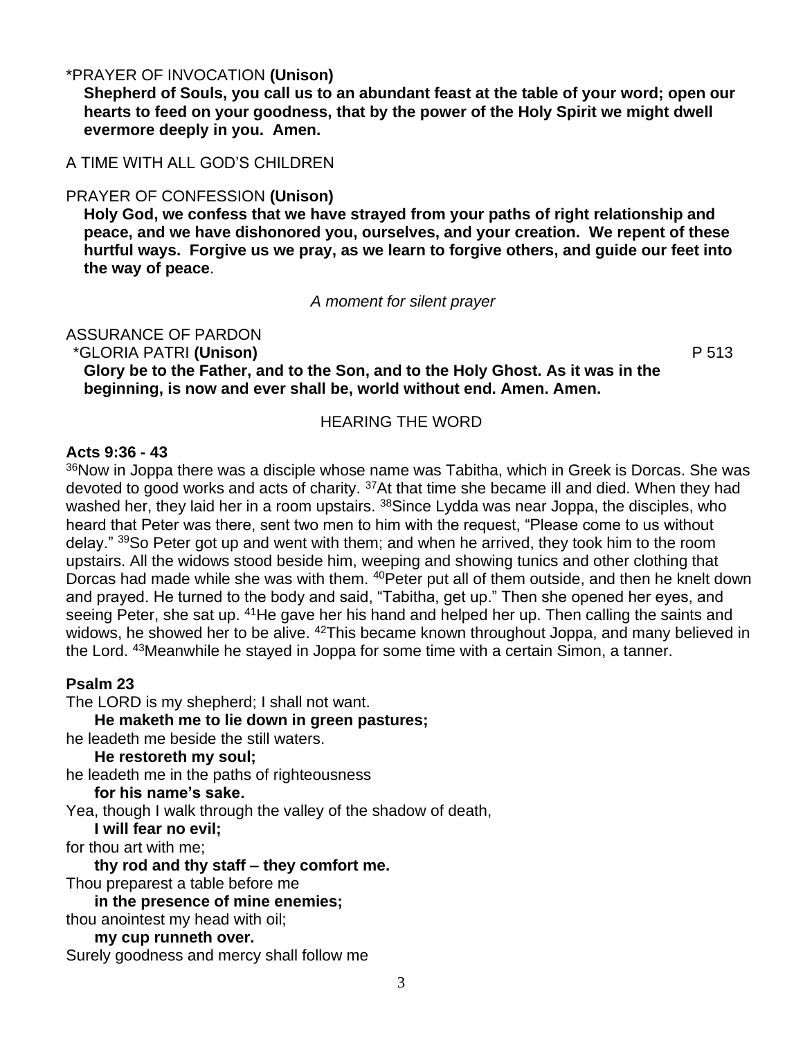*PRAYER OF INVOCATION **(Unison)**

**Shepherd of Souls, you call us to an abundant feast at the table of your word; open our hearts to feed on your goodness, that by the power of the Holy Spirit we might dwell evermore deeply in you. Amen.**

A TIME WITH ALL GOD'S CHILDREN

PRAYER OF CONFESSION **(Unison)**

**Holy God, we confess that we have strayed from your paths of right relationship and peace, and we have dishonored you, ourselves, and your creation. We repent of these hurtful ways. Forgive us we pray, as we learn to forgive others, and guide our feet into the way of peace**.

*A moment for silent prayer*

ASSURANCE OF PARDON

*GLORIA PATRI **(Unison)** P 513

**Glory be to the Father, and to the Son, and to the Holy Ghost. As it was in the beginning, is now and ever shall be, world without end. Amen. Amen.**

HEARING THE WORD

**Acts 9:36 - 43**

[36]Now in Joppa there was a disciple whose name was Tabitha, which in Greek is Dorcas. She was devoted to good works and acts of charity. [37]At that time she became ill and died. When they had washed her, they laid her in a room upstairs. [38]Since Lydda was near Joppa, the disciples, who heard that Peter was there, sent two men to him with the request, "Please come to us without delay." [39]So Peter got up and went with them; and when he arrived, they took him to the room upstairs. All the widows stood beside him, weeping and showing tunics and other clothing that Dorcas had made while she was with them. [40]Peter put all of them outside, and then he knelt down and prayed. He turned to the body and said, "Tabitha, get up." Then she opened her eyes, and seeing Peter, she sat up. [41]He gave her his hand and helped her up. Then calling the saints and widows, he showed her to be alive. [42]This became known throughout Joppa, and many believed in the Lord. [43]Meanwhile he stayed in Joppa for some time with a certain Simon, a tanner.

**Psalm 23**

The LORD is my shepherd; I shall not want.
    **He maketh me to lie down in green pastures;**
he leadeth me beside the still waters.
    **He restoreth my soul;**
he leadeth me in the paths of righteousness
    **for his name's sake.**
Yea, though I walk through the valley of the shadow of death,
    **I will fear no evil;**
for thou art with me;
    **thy rod and thy staff – they comfort me.**
Thou preparest a table before me
    **in the presence of mine enemies;**
thou anointest my head with oil;
    **my cup runneth over.**
Surely goodness and mercy shall follow me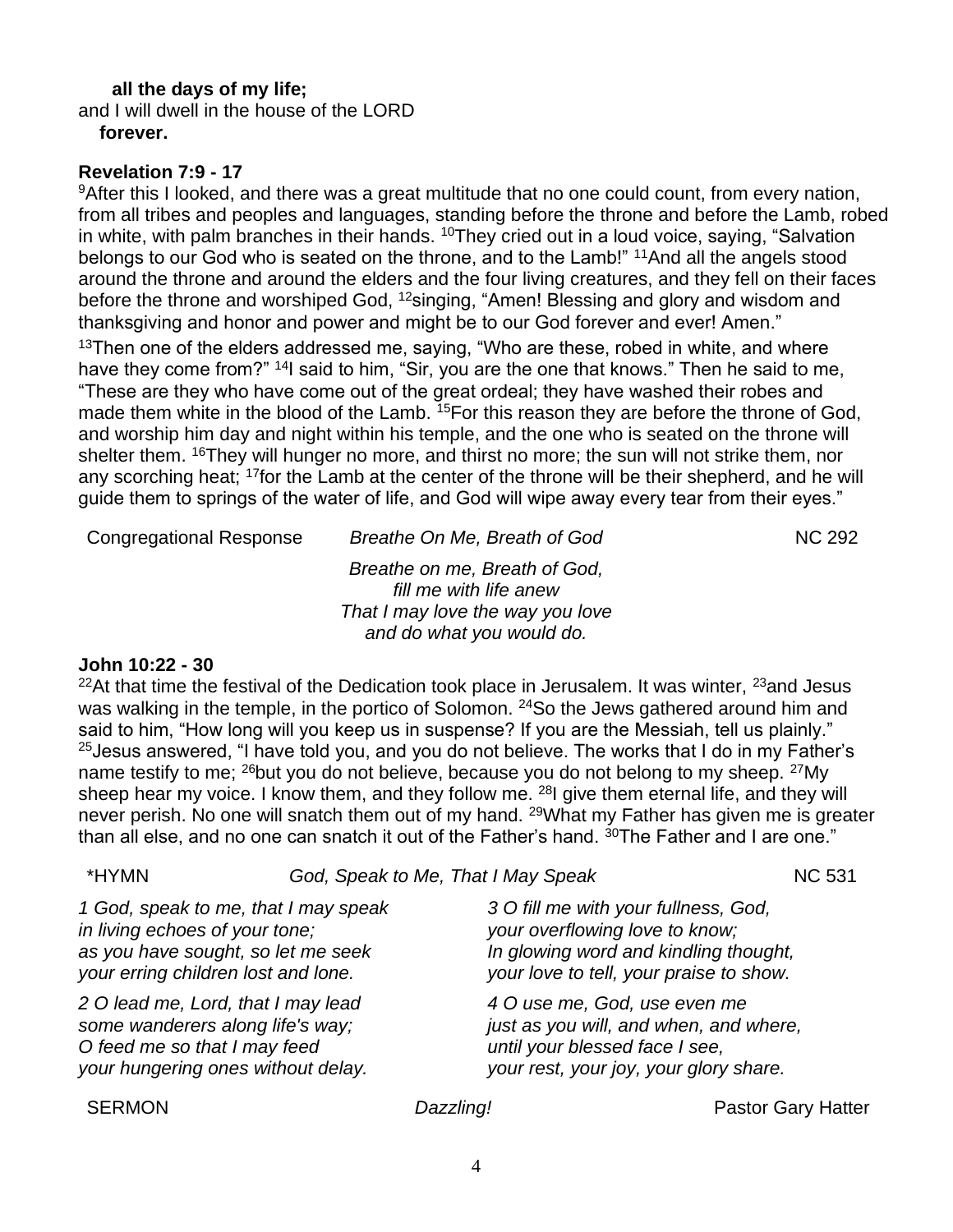**all the days of my life;**
and I will dwell in the house of the LORD
**forever.**

**Revelation 7:9 - 17**

[9]After this I looked, and there was a great multitude that no one could count, from every nation, from all tribes and peoples and languages, standing before the throne and before the Lamb, robed in white, with palm branches in their hands. [10]They cried out in a loud voice, saying, "Salvation belongs to our God who is seated on the throne, and to the Lamb!" [11]And all the angels stood around the throne and around the elders and the four living creatures, and they fell on their faces before the throne and worshiped God, [12]singing, "Amen! Blessing and glory and wisdom and thanksgiving and honor and power and might be to our God forever and ever! Amen."

[13]Then one of the elders addressed me, saying, "Who are these, robed in white, and where have they come from?" [14]I said to him, "Sir, you are the one that knows." Then he said to me, "These are they who have come out of the great ordeal; they have washed their robes and made them white in the blood of the Lamb. [15]For this reason they are before the throne of God, and worship him day and night within his temple, and the one who is seated on the throne will shelter them. [16]They will hunger no more, and thirst no more; the sun will not strike them, nor any scorching heat; [17]for the Lamb at the center of the throne will be their shepherd, and he will guide them to springs of the water of life, and God will wipe away every tear from their eyes."

Congregational Response *Breathe On Me, Breath of God* NC 292

*Breathe on me, Breath of God,*
*fill me with life anew*
*That I may love the way you love*
*and do what you would do.*

**John 10:22 - 30**

[22]At that time the festival of the Dedication took place in Jerusalem. It was winter, [23]and Jesus was walking in the temple, in the portico of Solomon. [24]So the Jews gathered around him and said to him, "How long will you keep us in suspense? If you are the Messiah, tell us plainly." [25]Jesus answered, "I have told you, and you do not believe. The works that I do in my Father's name testify to me; [26]but you do not believe, because you do not belong to my sheep. [27]My sheep hear my voice. I know them, and they follow me. [28]I give them eternal life, and they will never perish. No one will snatch them out of my hand. [29]What my Father has given me is greater than all else, and no one can snatch it out of the Father's hand. [30]The Father and I are one."

\*HYMN *God, Speak to Me, That I May Speak* NC 531

*1 God, speak to me, that I may speak*
*in living echoes of your tone;*
*as you have sought, so let me seek*
*your erring children lost and lone.*

*2 O lead me, Lord, that I may lead*
*some wanderers along life's way;*
*O feed me so that I may feed*
*your hungering ones without delay.*

*3 O fill me with your fullness, God,*
*your overflowing love to know;*
*In glowing word and kindling thought,*
*your love to tell, your praise to show.*

*4 O use me, God, use even me*
*just as you will, and when, and where,*
*until your blessed face I see,*
*your rest, your joy, your glory share.*

SERMON *Dazzling!* Pastor Gary Hatter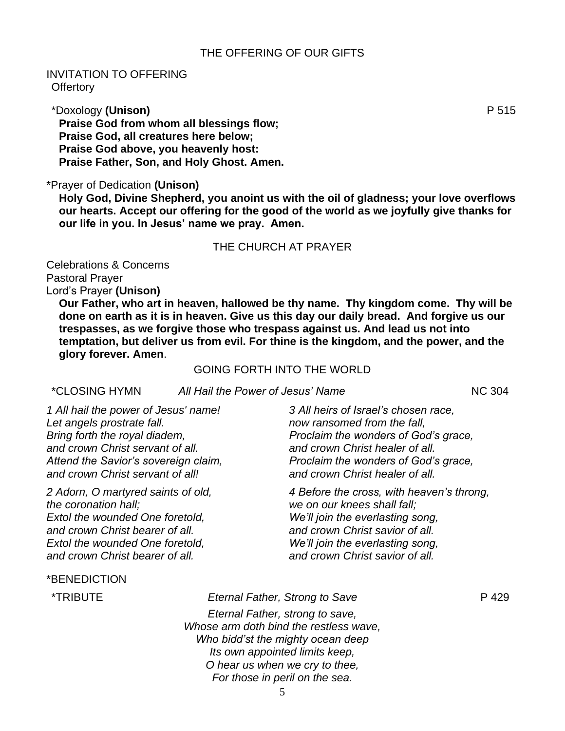## THE OFFERING OF OUR GIFTS

INVITATION TO OFFERING
Offertory

*Doxology **(Unison)** P 515

**Praise God from whom all blessings flow;**
**Praise God, all creatures here below;**
**Praise God above, you heavenly host:**
**Praise Father, Son, and Holy Ghost. Amen.**

*Prayer of Dedication **(Unison)**

**Holy God, Divine Shepherd, you anoint us with the oil of gladness; your love overflows our hearts. Accept our offering for the good of the world as we joyfully give thanks for our life in you. In Jesus' name we pray. Amen.**

## THE CHURCH AT PRAYER

Celebrations & Concerns
Pastoral Prayer
Lord's Prayer **(Unison)**

**Our Father, who art in heaven, hallowed be thy name. Thy kingdom come. Thy will be done on earth as it is in heaven. Give us this day our daily bread. And forgive us our trespasses, as we forgive those who trespass against us. And lead us not into temptation, but deliver us from evil. For thine is the kingdom, and the power, and the glory forever. Amen**.

## GOING FORTH INTO THE WORLD

*CLOSING HYMN *All Hail the Power of Jesus' Name* NC 304

*1 All hail the power of Jesus' name!*
*Let angels prostrate fall.*
*Bring forth the royal diadem,*
*and crown Christ servant of all.*
*Attend the Savior's sovereign claim,*
*and crown Christ servant of all!*

*2 Adorn, O martyred saints of old,*
*the coronation hall;*
*Extol the wounded One foretold,*
*and crown Christ bearer of all.*
*Extol the wounded One foretold,*
*and crown Christ bearer of all.*

*3 All heirs of Israel's chosen race,*
*now ransomed from the fall,*
*Proclaim the wonders of God's grace,*
*and crown Christ healer of all.*
*Proclaim the wonders of God's grace,*
*and crown Christ healer of all.*

*4 Before the cross, with heaven's throng,*
*we on our knees shall fall;*
*We'll join the everlasting song,*
*and crown Christ savior of all.*
*We'll join the everlasting song,*
*and crown Christ savior of all.*

*BENEDICTION

*TRIBUTE *Eternal Father, Strong to Save* P 429

*Eternal Father, strong to save,*
*Whose arm doth bind the restless wave,*
*Who bidd'st the mighty ocean deep*
*Its own appointed limits keep,*
*O hear us when we cry to thee,*
*For those in peril on the sea.*